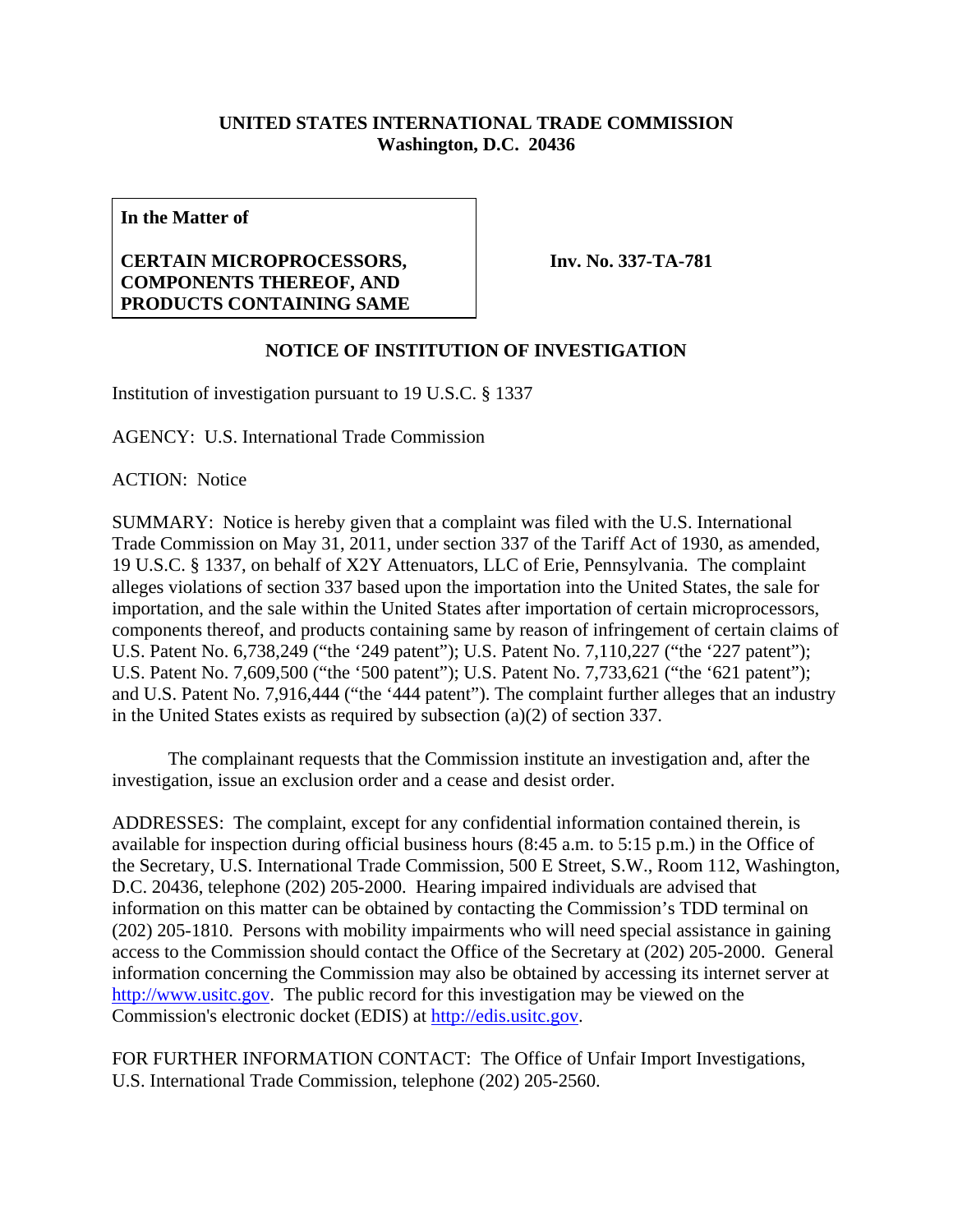**UNITED STATES INTERNATIONAL TRADE COMMISSION**
**Washington, D.C. 20436**

| **In the Matter of**<br><br>**CERTAIN MICROPROCESSORS, COMPONENTS THEREOF, AND PRODUCTS CONTAINING SAME** | **Inv. No. 337-TA-781** |
|---|---|

**NOTICE OF INSTITUTION OF INVESTIGATION**

Institution of investigation pursuant to 19 U.S.C. § 1337

AGENCY: U.S. International Trade Commission

ACTION: Notice

SUMMARY: Notice is hereby given that a complaint was filed with the U.S. International Trade Commission on May 31, 2011, under section 337 of the Tariff Act of 1930, as amended, 19 U.S.C. § 1337, on behalf of X2Y Attenuators, LLC of Erie, Pennsylvania. The complaint alleges violations of section 337 based upon the importation into the United States, the sale for importation, and the sale within the United States after importation of certain microprocessors, components thereof, and products containing same by reason of infringement of certain claims of U.S. Patent No. 6,738,249 ("the '249 patent"); U.S. Patent No. 7,110,227 ("the '227 patent"); U.S. Patent No. 7,609,500 ("the '500 patent"); U.S. Patent No. 7,733,621 ("the '621 patent"); and U.S. Patent No. 7,916,444 ("the '444 patent"). The complaint further alleges that an industry in the United States exists as required by subsection (a)(2) of section 337.

The complainant requests that the Commission institute an investigation and, after the investigation, issue an exclusion order and a cease and desist order.

ADDRESSES: The complaint, except for any confidential information contained therein, is available for inspection during official business hours (8:45 a.m. to 5:15 p.m.) in the Office of the Secretary, U.S. International Trade Commission, 500 E Street, S.W., Room 112, Washington, D.C. 20436, telephone (202) 205-2000. Hearing impaired individuals are advised that information on this matter can be obtained by contacting the Commission's TDD terminal on (202) 205-1810. Persons with mobility impairments who will need special assistance in gaining access to the Commission should contact the Office of the Secretary at (202) 205-2000. General information concerning the Commission may also be obtained by accessing its internet server at http://www.usitc.gov. The public record for this investigation may be viewed on the Commission's electronic docket (EDIS) at http://edis.usitc.gov.

FOR FURTHER INFORMATION CONTACT: The Office of Unfair Import Investigations, U.S. International Trade Commission, telephone (202) 205-2560.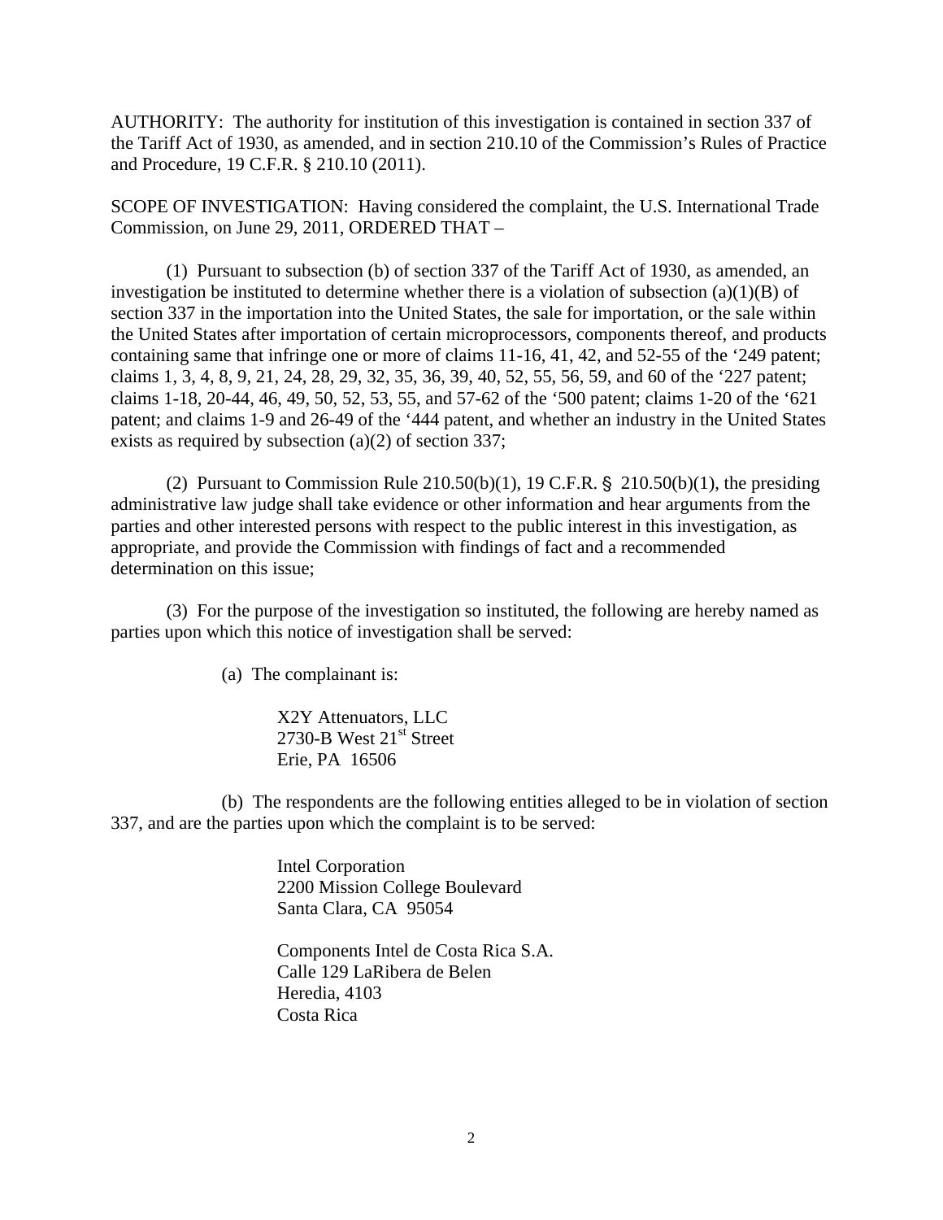AUTHORITY: The authority for institution of this investigation is contained in section 337 of the Tariff Act of 1930, as amended, and in section 210.10 of the Commission's Rules of Practice and Procedure, 19 C.F.R. § 210.10 (2011).

SCOPE OF INVESTIGATION: Having considered the complaint, the U.S. International Trade Commission, on June 29, 2011, ORDERED THAT –

(1) Pursuant to subsection (b) of section 337 of the Tariff Act of 1930, as amended, an investigation be instituted to determine whether there is a violation of subsection (a)(1)(B) of section 337 in the importation into the United States, the sale for importation, or the sale within the United States after importation of certain microprocessors, components thereof, and products containing same that infringe one or more of claims 11-16, 41, 42, and 52-55 of the '249 patent; claims 1, 3, 4, 8, 9, 21, 24, 28, 29, 32, 35, 36, 39, 40, 52, 55, 56, 59, and 60 of the '227 patent; claims 1-18, 20-44, 46, 49, 50, 52, 53, 55, and 57-62 of the '500 patent; claims 1-20 of the '621 patent; and claims 1-9 and 26-49 of the '444 patent, and whether an industry in the United States exists as required by subsection (a)(2) of section 337;

(2) Pursuant to Commission Rule 210.50(b)(1), 19 C.F.R. § 210.50(b)(1), the presiding administrative law judge shall take evidence or other information and hear arguments from the parties and other interested persons with respect to the public interest in this investigation, as appropriate, and provide the Commission with findings of fact and a recommended determination on this issue;

(3) For the purpose of the investigation so instituted, the following are hereby named as parties upon which this notice of investigation shall be served:

(a) The complainant is:

X2Y Attenuators, LLC
2730-B West 21st Street
Erie, PA 16506

(b) The respondents are the following entities alleged to be in violation of section 337, and are the parties upon which the complaint is to be served:

Intel Corporation
2200 Mission College Boulevard
Santa Clara, CA 95054

Components Intel de Costa Rica S.A.
Calle 129 LaRibera de Belen
Heredia, 4103
Costa Rica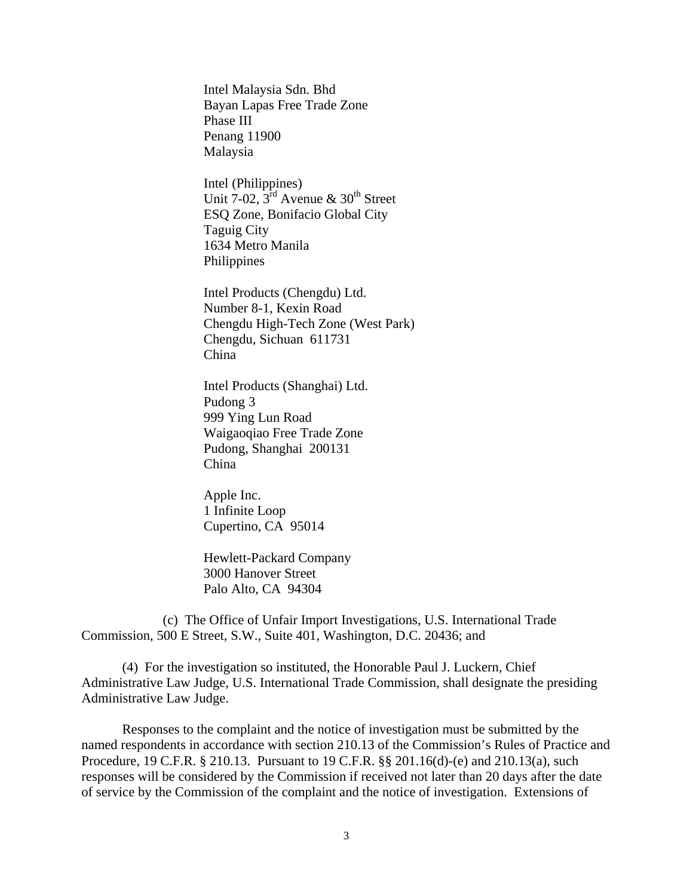Intel Malaysia Sdn. Bhd
Bayan Lapas Free Trade Zone
Phase III
Penang 11900
Malaysia

Intel (Philippines)
Unit 7-02, 3rd Avenue & 30th Street
ESQ Zone, Bonifacio Global City
Taguig City
1634 Metro Manila
Philippines

Intel Products (Chengdu) Ltd.
Number 8-1, Kexin Road
Chengdu High-Tech Zone (West Park)
Chengdu, Sichuan 611731
China

Intel Products (Shanghai) Ltd.
Pudong 3
999 Ying Lun Road
Waigaoqiao Free Trade Zone
Pudong, Shanghai 200131
China

Apple Inc.
1 Infinite Loop
Cupertino, CA 95014

Hewlett-Packard Company
3000 Hanover Street
Palo Alto, CA 94304

(c) The Office of Unfair Import Investigations, U.S. International Trade Commission, 500 E Street, S.W., Suite 401, Washington, D.C. 20436; and

(4) For the investigation so instituted, the Honorable Paul J. Luckern, Chief Administrative Law Judge, U.S. International Trade Commission, shall designate the presiding Administrative Law Judge.

Responses to the complaint and the notice of investigation must be submitted by the named respondents in accordance with section 210.13 of the Commission's Rules of Practice and Procedure, 19 C.F.R. § 210.13. Pursuant to 19 C.F.R. §§ 201.16(d)-(e) and 210.13(a), such responses will be considered by the Commission if received not later than 20 days after the date of service by the Commission of the complaint and the notice of investigation. Extensions of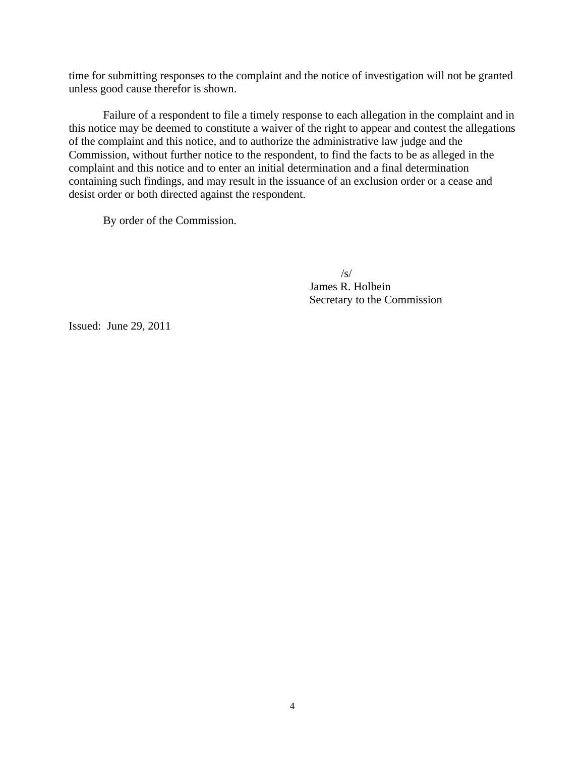time for submitting responses to the complaint and the notice of investigation will not be granted unless good cause therefor is shown.

Failure of a respondent to file a timely response to each allegation in the complaint and in this notice may be deemed to constitute a waiver of the right to appear and contest the allegations of the complaint and this notice, and to authorize the administrative law judge and the Commission, without further notice to the respondent, to find the facts to be as alleged in the complaint and this notice and to enter an initial determination and a final determination containing such findings, and may result in the issuance of an exclusion order or a cease and desist order or both directed against the respondent.

By order of the Commission.

/s/  
James R. Holbein  
Secretary to the Commission

Issued: June 29, 2011